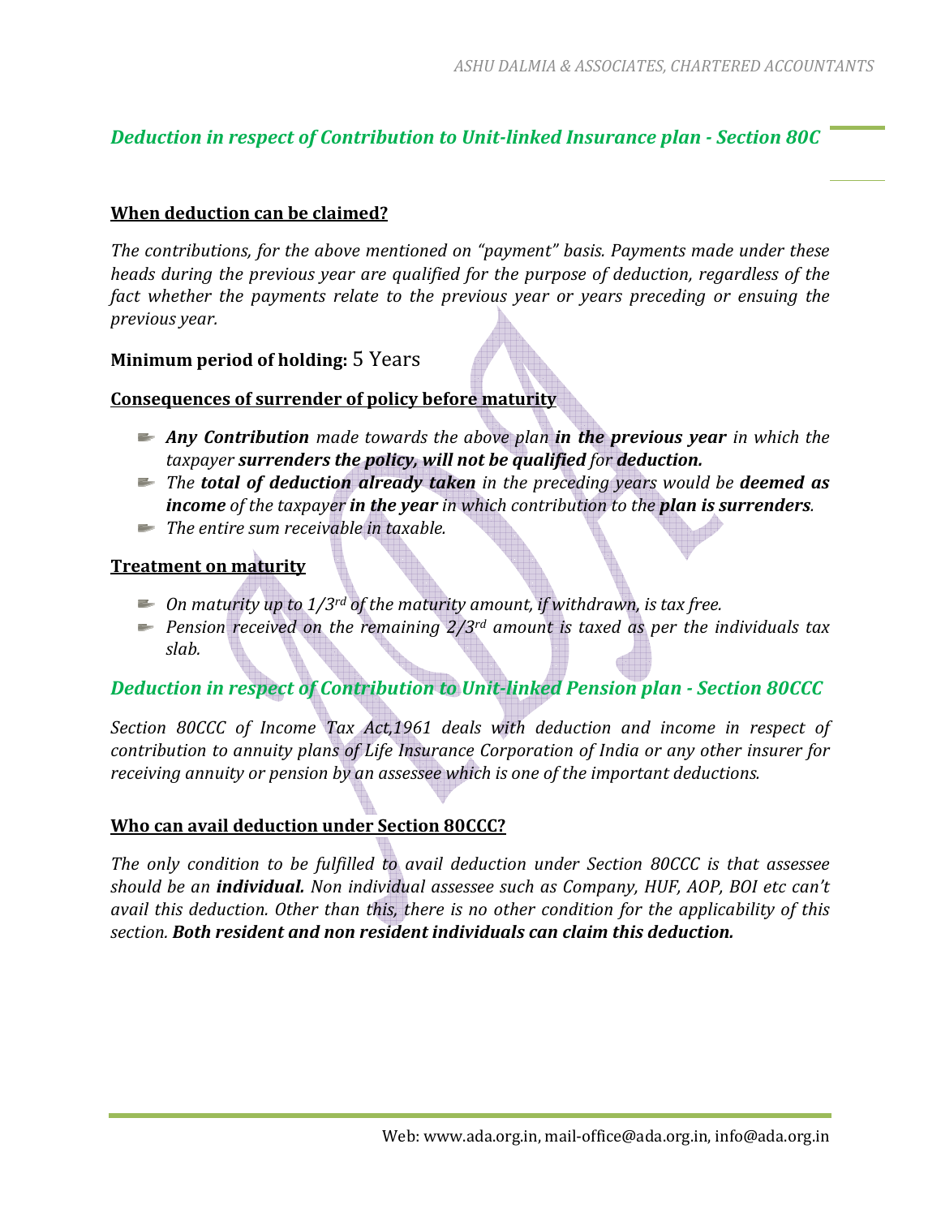## *Deduction in respect of Contribution to Unit-linked Insurance plan - Section 80C*

### When deduction can be claimed?

*The contributions, for the above mentioned on "payment" basis. Payments made under these heads during the previous year are qualified for the purpose of deduction, regardless of the fact whether the payments relate to the previous year or years preceding or ensuing the previous year.*

**Minimum period of holding:** 5 Years

### Consequences of surrender of policy before maturity

- ***Any Contribution*** *made towards the above plan* ***in the previous year*** *in which the taxpayer* ***surrenders the policy, will not be qualified*** *for* ***deduction.***
- *The* ***total of deduction already taken*** *in the preceding years would be* ***deemed as income*** *of the taxpayer* ***in the year*** *in which contribution to the* ***plan is surrenders****.*
- *The entire sum receivable in taxable.*

### Treatment on maturity

- *On maturity up to 1/3rd of the maturity amount, if withdrawn, is tax free.*
- *Pension received on the remaining 2/3rd amount is taxed as per the individuals tax slab.*

## *Deduction in respect of Contribution to Unit-linked Pension plan - Section 80CCC*

*Section 80CCC of Income Tax Act,1961 deals with deduction and income in respect of contribution to annuity plans of Life Insurance Corporation of India or any other insurer for receiving annuity or pension by an assessee which is one of the important deductions.*

### Who can avail deduction under Section 80CCC?

*The only condition to be fulfilled to avail deduction under Section 80CCC is that assessee should be an* ***individual.*** *Non individual assessee such as Company, HUF, AOP, BOI etc can't avail this deduction. Other than this, there is no other condition for the applicability of this section.* ***Both resident and non resident individuals can claim this deduction.***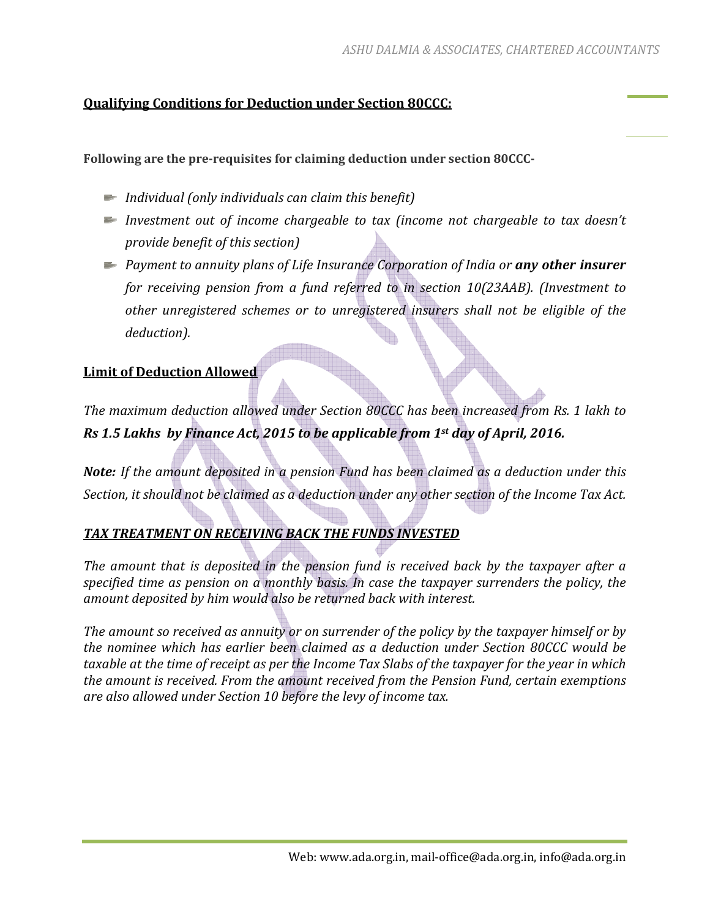## Qualifying Conditions for Deduction under Section 80CCC:

**Following are the pre-requisites for claiming deduction under section 80CCC-**

- *Individual (only individuals can claim this benefit)*
- *Investment out of income chargeable to tax (income not chargeable to tax doesn't provide benefit of this section)*
- *Payment to annuity plans of Life Insurance Corporation of India or* ***any other insurer*** *for receiving pension from a fund referred to in section 10(23AAB). (Investment to other unregistered schemes or to unregistered insurers shall not be eligible of the deduction).*

## Limit of Deduction Allowed

*The maximum deduction allowed under Section 80CCC has been increased from Rs. 1 lakh to* ***Rs 1.5 Lakhs by Finance Act, 2015 to be applicable from 1st day of April, 2016.***

***Note:*** *If the amount deposited in a pension Fund has been claimed as a deduction under this Section, it should not be claimed as a deduction under any other section of the Income Tax Act.*

## *TAX TREATMENT ON RECEIVING BACK THE FUNDS INVESTED*

*The amount that is deposited in the pension fund is received back by the taxpayer after a specified time as pension on a monthly basis. In case the taxpayer surrenders the policy, the amount deposited by him would also be returned back with interest.*

*The amount so received as annuity or on surrender of the policy by the taxpayer himself or by the nominee which has earlier been claimed as a deduction under Section 80CCC would be taxable at the time of receipt as per the Income Tax Slabs of the taxpayer for the year in which the amount is received. From the amount received from the Pension Fund, certain exemptions are also allowed under Section 10 before the levy of income tax.*